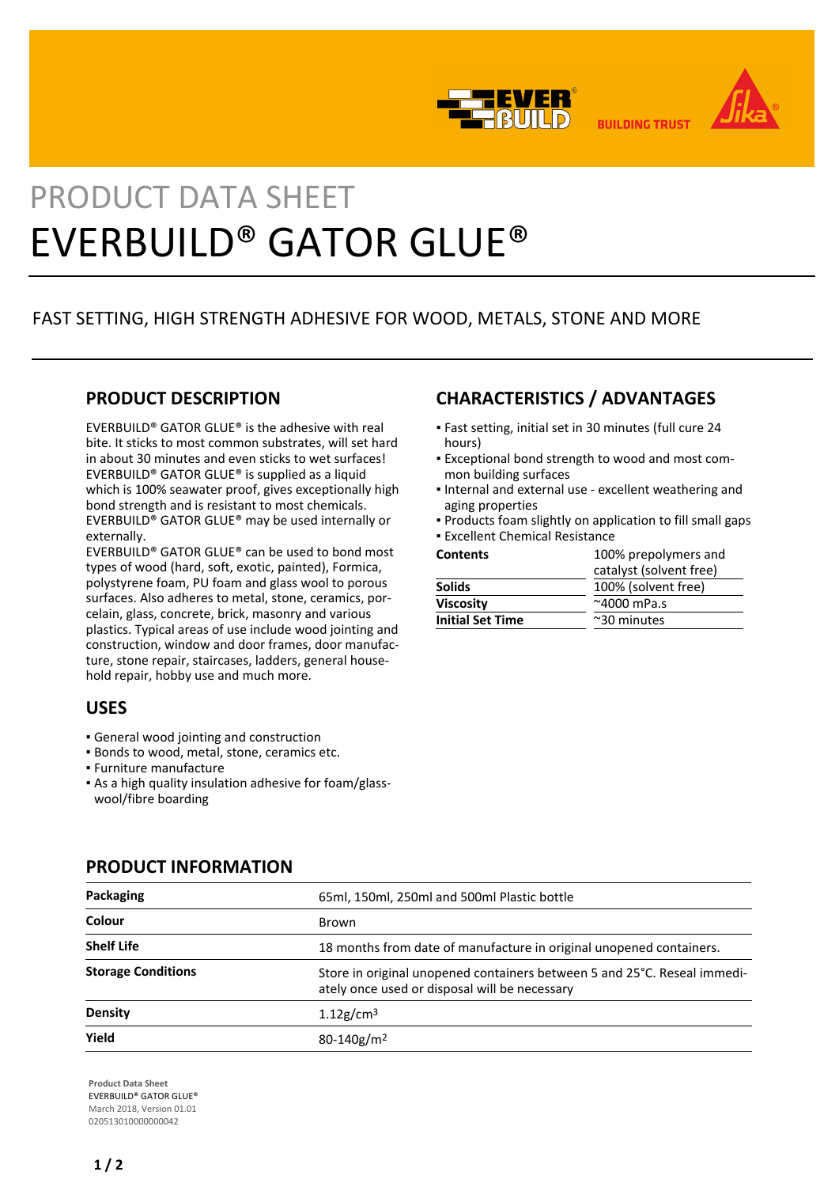PRODUCT DATA SHEET

# EVERBUILD® GATOR GLUE®

FAST SETTING, HIGH STRENGTH ADHESIVE FOR WOOD, METALS, STONE AND MORE

## PRODUCT DESCRIPTION

EVERBUILD® GATOR GLUE® is the adhesive with real bite. It sticks to most common substrates, will set hard in about 30 minutes and even sticks to wet surfaces! EVERBUILD® GATOR GLUE® is supplied as a liquid which is 100% seawater proof, gives exceptionally high bond strength and is resistant to most chemicals. EVERBUILD® GATOR GLUE® may be used internally or externally.
EVERBUILD® GATOR GLUE® can be used to bond most types of wood (hard, soft, exotic, painted), Formica, polystyrene foam, PU foam and glass wool to porous surfaces. Also adheres to metal, stone, ceramics, porcelain, glass, concrete, brick, masonry and various plastics. Typical areas of use include wood jointing and construction, window and door frames, door manufacture, stone repair, staircases, ladders, general household repair, hobby use and much more.

## USES

- General wood jointing and construction
- Bonds to wood, metal, stone, ceramics etc.
- Furniture manufacture
- As a high quality insulation adhesive for foam/glasswool/fibre boarding

## CHARACTERISTICS / ADVANTAGES

- Fast setting, initial set in 30 minutes (full cure 24 hours)
- Exceptional bond strength to wood and most common building surfaces
- Internal and external use - excellent weathering and aging properties
- Products foam slightly on application to fill small gaps
- Excellent Chemical Resistance

| | |
|---|---|
| **Contents** | 100% prepolymers and catalyst (solvent free) |
| **Solids** | 100% (solvent free) |
| **Viscosity** | ~4000 mPa.s |
| **Initial Set Time** | ~30 minutes |

## PRODUCT INFORMATION

| | |
|---|---|
| **Packaging** | 65ml, 150ml, 250ml and 500ml Plastic bottle |
| **Colour** | Brown |
| **Shelf Life** | 18 months from date of manufacture in original unopened containers. |
| **Storage Conditions** | Store in original unopened containers between 5 and 25°C. Reseal immediately once used or disposal will be necessary |
| **Density** | 1.12g/cm³ |
| **Yield** | 80-140g/m² |

**Product Data Sheet**
EVERBUILD® GATOR GLUE®
March 2018, Version 01.01
020513010000000042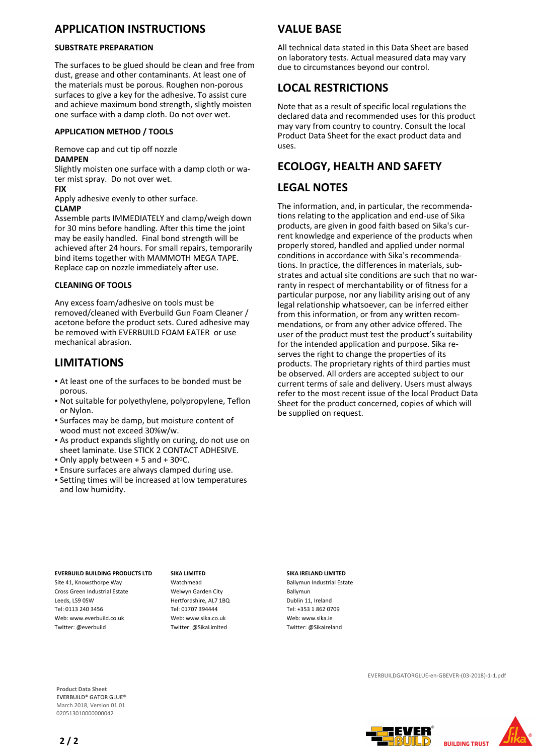## APPLICATION INSTRUCTIONS

### SUBSTRATE PREPARATION

The surfaces to be glued should be clean and free from dust, grease and other contaminants. At least one of the materials must be porous. Roughen non-porous surfaces to give a key for the adhesive. To assist cure and achieve maximum bond strength, slightly moisten one surface with a damp cloth. Do not over wet.

### APPLICATION METHOD / TOOLS

Remove cap and cut tip off nozzle

**DAMPEN**

Slightly moisten one surface with a damp cloth or water mist spray. Do not over wet.

**FIX**

Apply adhesive evenly to other surface.

**CLAMP**

Assemble parts IMMEDIATELY and clamp/weigh down for 30 mins before handling. After this time the joint may be easily handled. Final bond strength will be achieved after 24 hours. For small repairs, temporarily bind items together with MAMMOTH MEGA TAPE. Replace cap on nozzle immediately after use.

### CLEANING OF TOOLS

Any excess foam/adhesive on tools must be removed/cleaned with Everbuild Gun Foam Cleaner / acetone before the product sets. Cured adhesive may be removed with EVERBUILD FOAM EATER or use mechanical abrasion.

## LIMITATIONS

- At least one of the surfaces to be bonded must be porous.
- Not suitable for polyethylene, polypropylene, Teflon or Nylon.
- Surfaces may be damp, but moisture content of wood must not exceed 30%w/w.
- As product expands slightly on curing, do not use on sheet laminate. Use STICK 2 CONTACT ADHESIVE.
- Only apply between + 5 and + 30ºC.
- Ensure surfaces are always clamped during use.
- Setting times will be increased at low temperatures and low humidity.

## VALUE BASE

All technical data stated in this Data Sheet are based on laboratory tests. Actual measured data may vary due to circumstances beyond our control.

## LOCAL RESTRICTIONS

Note that as a result of specific local regulations the declared data and recommended uses for this product may vary from country to country. Consult the local Product Data Sheet for the exact product data and uses.

## ECOLOGY, HEALTH AND SAFETY

## LEGAL NOTES

The information, and, in particular, the recommendations relating to the application and end-use of Sika products, are given in good faith based on Sika's current knowledge and experience of the products when properly stored, handled and applied under normal conditions in accordance with Sika's recommendations. In practice, the differences in materials, substrates and actual site conditions are such that no warranty in respect of merchantability or of fitness for a particular purpose, nor any liability arising out of any legal relationship whatsoever, can be inferred either from this information, or from any written recommendations, or from any other advice offered. The user of the product must test the product's suitability for the intended application and purpose. Sika reserves the right to change the properties of its products. The proprietary rights of third parties must be observed. All orders are accepted subject to our current terms of sale and delivery. Users must always refer to the most recent issue of the local Product Data Sheet for the product concerned, copies of which will be supplied on request.

**EVERBUILD BUILDING PRODUCTS LTD**
Site 41, Knowsthorpe Way
Cross Green Industrial Estate
Leeds, LS9 0SW
Tel: 0113 240 3456
Web: www.everbuild.co.uk
Twitter: @everbuild

**SIKA LIMITED**
Watchmead
Welwyn Garden City
Hertfordshire, AL7 1BQ
Tel: 01707 394444
Web: www.sika.co.uk
Twitter: @SikaLimited

**SIKA IRELAND LIMITED**
Ballymun Industrial Estate
Ballymun
Dublin 11, Ireland
Tel: +353 1 862 0709
Web: www.sika.ie
Twitter: @SikaIreland

EVERBUILDGATORGLUE-en-GBEVER-(03-2018)-1-1.pdf

**Product Data Sheet**
EVERBUILD® GATOR GLUE®
March 2018, Version 01.01
020513010000000042

BUILDING TRUST